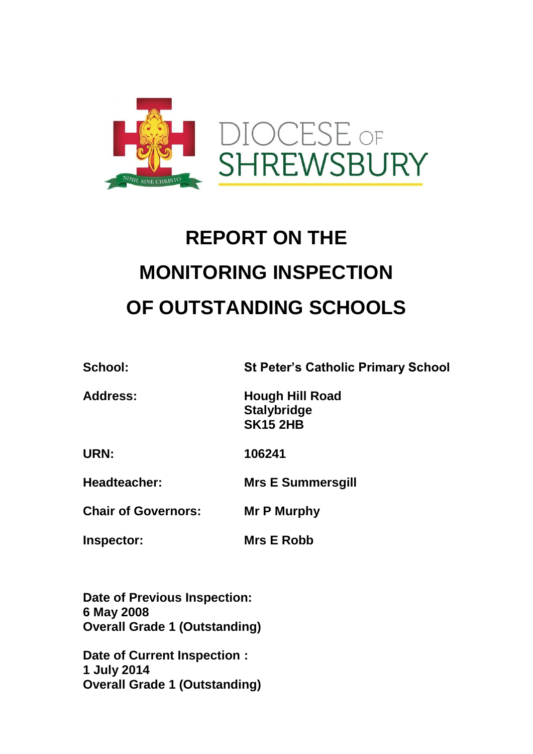DIOCESE OF SHREWSBURY

# REPORT ON THE MONITORING INSPECTION OF OUTSTANDING SCHOOLS

| | |
|---|---|
| **School:** | **St Peter's Catholic Primary School** |
| **Address:** | **Hough Hill Road<br>Stalybridge<br>SK15 2HB** |
| **URN:** | **106241** |
| **Headteacher:** | **Mrs E Summersgill** |
| **Chair of Governors:** | **Mr P Murphy** |
| **Inspector:** | **Mrs E Robb** |

**Date of Previous Inspection:**
**6 May 2008**
**Overall Grade 1 (Outstanding)**

**Date of Current Inspection :**
**1 July 2014**
**Overall Grade 1 (Outstanding)**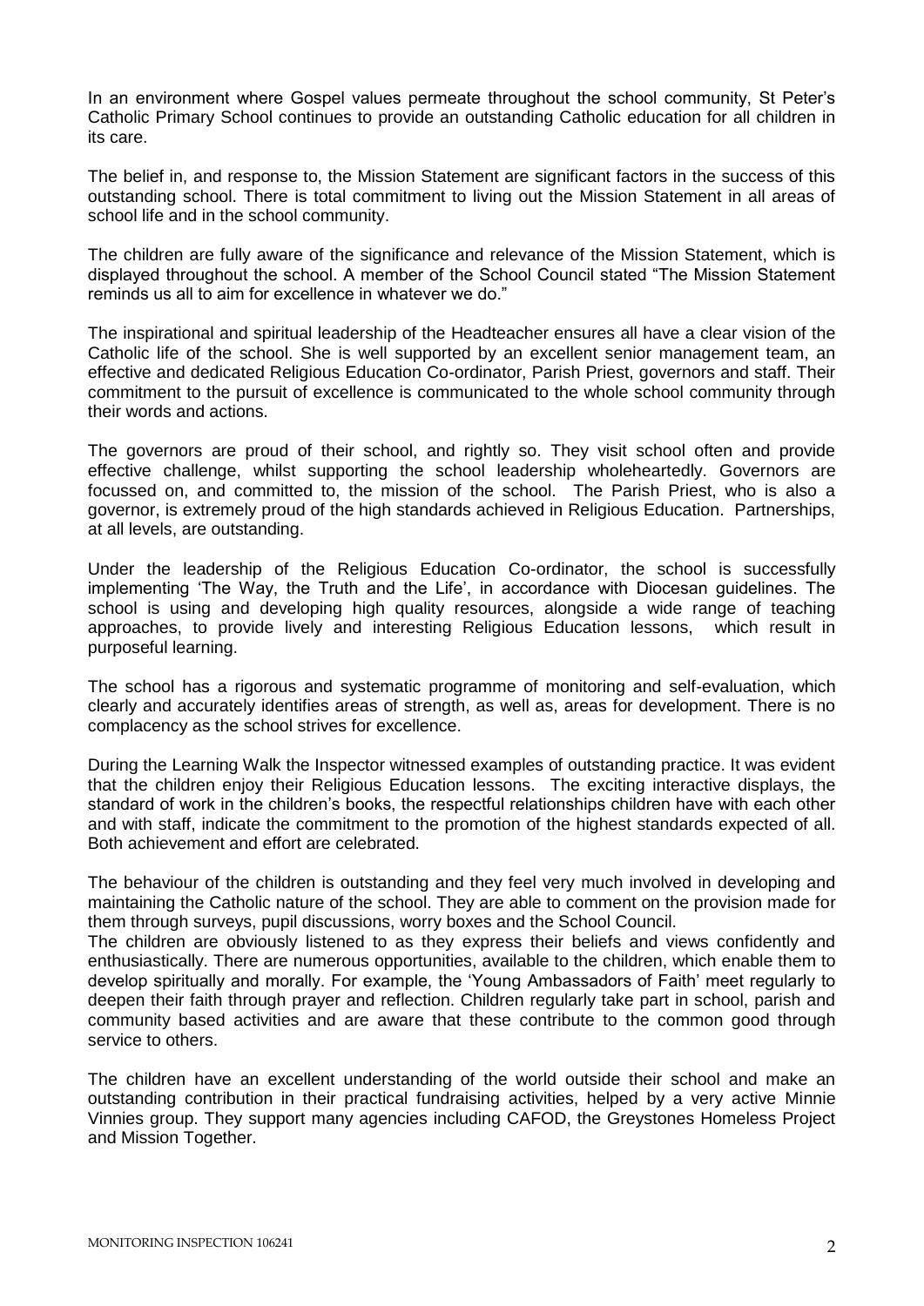In an environment where Gospel values permeate throughout the school community, St Peter's Catholic Primary School continues to provide an outstanding Catholic education for all children in its care.

The belief in, and response to, the Mission Statement are significant factors in the success of this outstanding school. There is total commitment to living out the Mission Statement in all areas of school life and in the school community.

The children are fully aware of the significance and relevance of the Mission Statement, which is displayed throughout the school. A member of the School Council stated "The Mission Statement reminds us all to aim for excellence in whatever we do."

The inspirational and spiritual leadership of the Headteacher ensures all have a clear vision of the Catholic life of the school. She is well supported by an excellent senior management team, an effective and dedicated Religious Education Co-ordinator, Parish Priest, governors and staff. Their commitment to the pursuit of excellence is communicated to the whole school community through their words and actions.

The governors are proud of their school, and rightly so. They visit school often and provide effective challenge, whilst supporting the school leadership wholeheartedly. Governors are focussed on, and committed to, the mission of the school. The Parish Priest, who is also a governor, is extremely proud of the high standards achieved in Religious Education. Partnerships, at all levels, are outstanding.

Under the leadership of the Religious Education Co-ordinator, the school is successfully implementing 'The Way, the Truth and the Life', in accordance with Diocesan guidelines. The school is using and developing high quality resources, alongside a wide range of teaching approaches, to provide lively and interesting Religious Education lessons, which result in purposeful learning.

The school has a rigorous and systematic programme of monitoring and self-evaluation, which clearly and accurately identifies areas of strength, as well as, areas for development. There is no complacency as the school strives for excellence.

During the Learning Walk the Inspector witnessed examples of outstanding practice. It was evident that the children enjoy their Religious Education lessons. The exciting interactive displays, the standard of work in the children's books, the respectful relationships children have with each other and with staff, indicate the commitment to the promotion of the highest standards expected of all. Both achievement and effort are celebrated.

The behaviour of the children is outstanding and they feel very much involved in developing and maintaining the Catholic nature of the school. They are able to comment on the provision made for them through surveys, pupil discussions, worry boxes and the School Council.

The children are obviously listened to as they express their beliefs and views confidently and enthusiastically. There are numerous opportunities, available to the children, which enable them to develop spiritually and morally. For example, the 'Young Ambassadors of Faith' meet regularly to deepen their faith through prayer and reflection. Children regularly take part in school, parish and community based activities and are aware that these contribute to the common good through service to others.

The children have an excellent understanding of the world outside their school and make an outstanding contribution in their practical fundraising activities, helped by a very active Minnie Vinnies group. They support many agencies including CAFOD, the Greystones Homeless Project and Mission Together.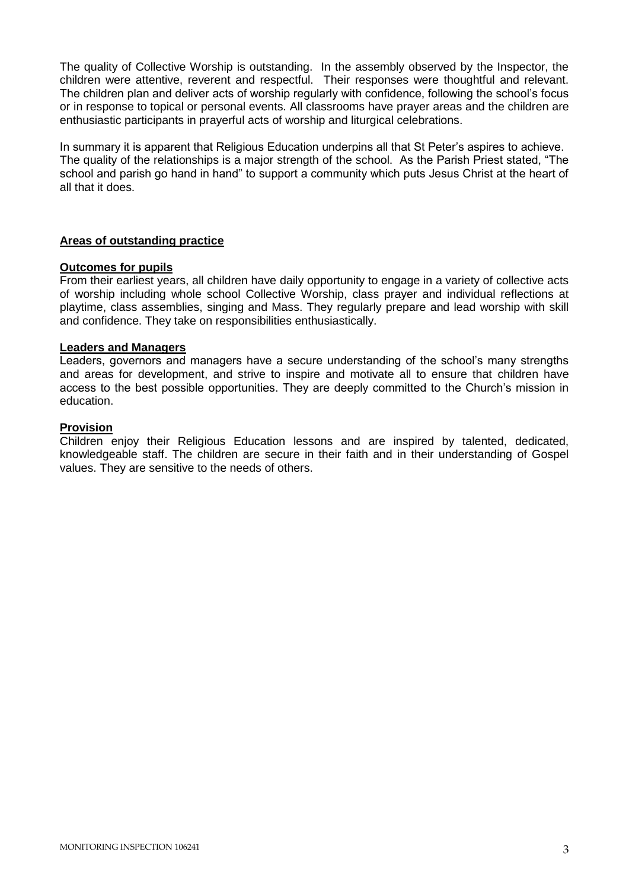The quality of Collective Worship is outstanding. In the assembly observed by the Inspector, the children were attentive, reverent and respectful. Their responses were thoughtful and relevant. The children plan and deliver acts of worship regularly with confidence, following the school's focus or in response to topical or personal events. All classrooms have prayer areas and the children are enthusiastic participants in prayerful acts of worship and liturgical celebrations.

In summary it is apparent that Religious Education underpins all that St Peter's aspires to achieve. The quality of the relationships is a major strength of the school. As the Parish Priest stated, "The school and parish go hand in hand" to support a community which puts Jesus Christ at the heart of all that it does.

## Areas of outstanding practice

### Outcomes for pupils

From their earliest years, all children have daily opportunity to engage in a variety of collective acts of worship including whole school Collective Worship, class prayer and individual reflections at playtime, class assemblies, singing and Mass. They regularly prepare and lead worship with skill and confidence. They take on responsibilities enthusiastically.

### Leaders and Managers

Leaders, governors and managers have a secure understanding of the school's many strengths and areas for development, and strive to inspire and motivate all to ensure that children have access to the best possible opportunities. They are deeply committed to the Church's mission in education.

### Provision

Children enjoy their Religious Education lessons and are inspired by talented, dedicated, knowledgeable staff. The children are secure in their faith and in their understanding of Gospel values. They are sensitive to the needs of others.